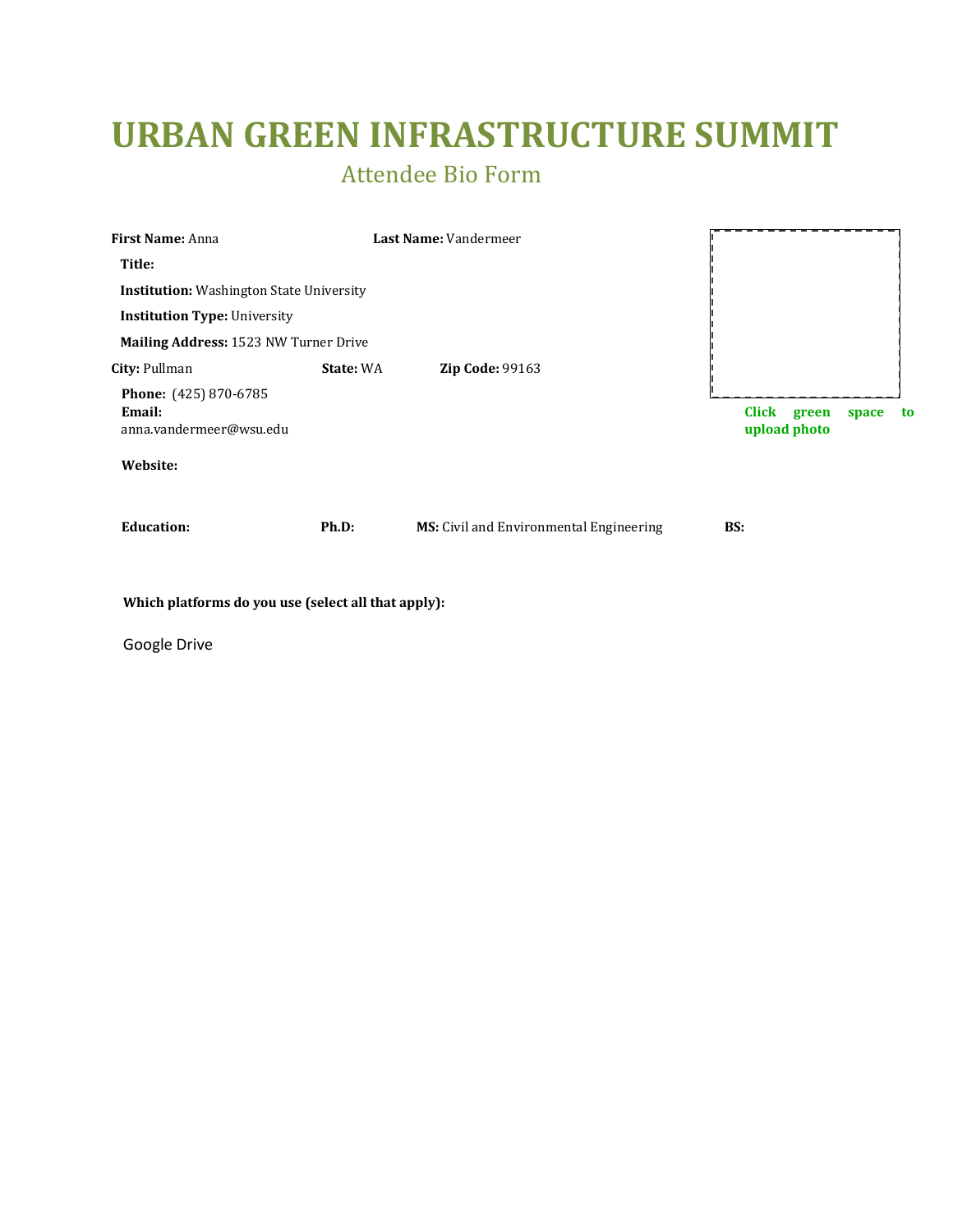# URBAN GREEN INFRASTRUCTURE SUMMIT

## Attendee Bio Form

**First Name:** Anna **Last Name:** Vandermeer

**Title:**

**Institution:** Washington State University

**Institution Type:** University

**Mailing Address:** 1523 NW Turner Drive

**City:** Pullman **State:** WA **Zip Code:** 99163

**Phone:** (425) 870-6785

**Email:** anna.vandermeer@wsu.edu

**Website:**

**Click green space to upload photo**

**Education:** **Ph.D:** **MS:** Civil and Environmental Engineering **BS:**

**Which platforms do you use (select all that apply):**

Google Drive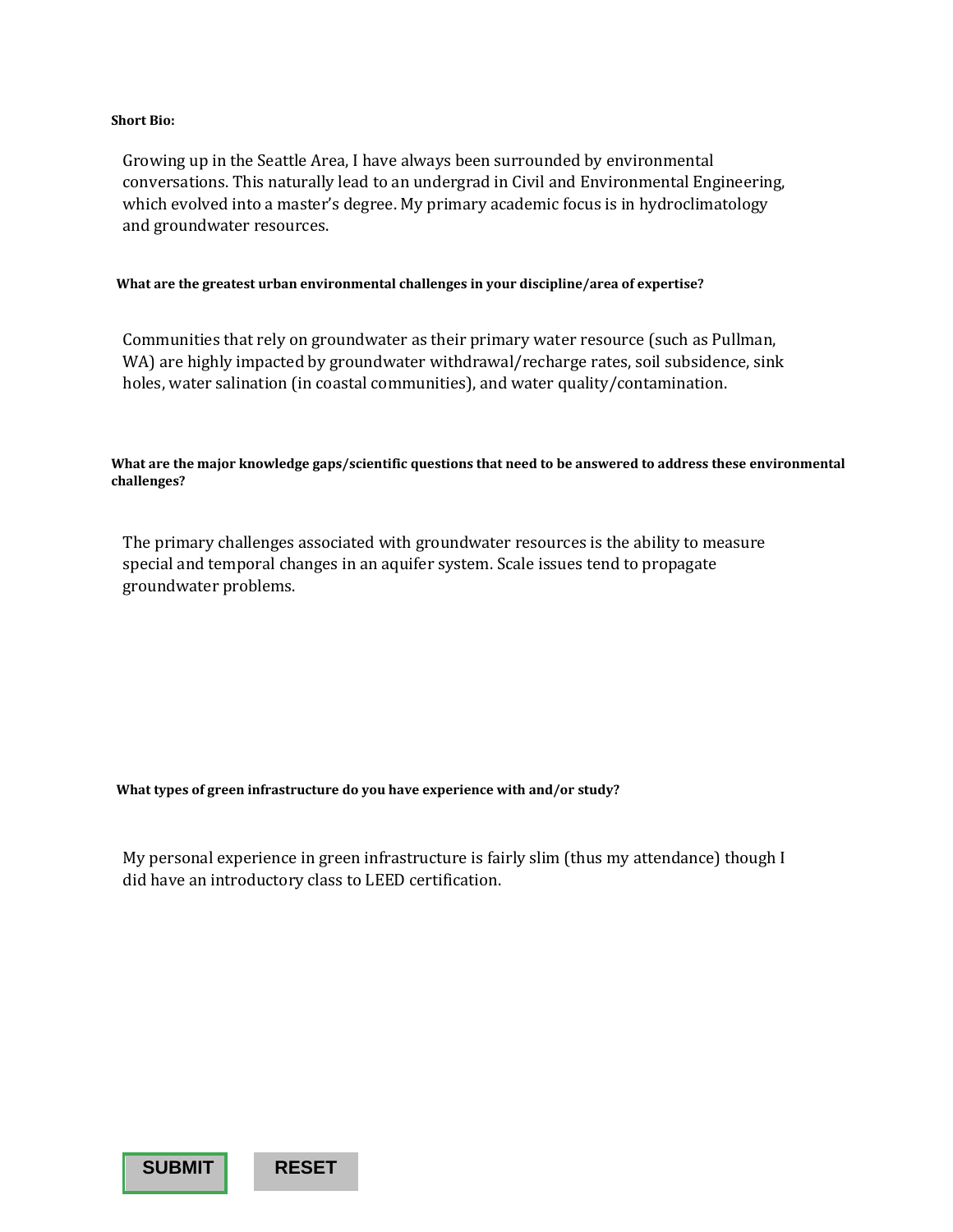**Short Bio:**

Growing up in the Seattle Area, I have always been surrounded by environmental conversations. This naturally lead to an undergrad in Civil and Environmental Engineering, which evolved into a master's degree. My primary academic focus is in hydroclimatology and groundwater resources.

**What are the greatest urban environmental challenges in your discipline/area of expertise?**

Communities that rely on groundwater as their primary water resource (such as Pullman, WA) are highly impacted by groundwater withdrawal/recharge rates, soil subsidence, sink holes, water salination (in coastal communities), and water quality/contamination.

**What are the major knowledge gaps/scientific questions that need to be answered to address these environmental challenges?**

The primary challenges associated with groundwater resources is the ability to measure special and temporal changes in an aquifer system. Scale issues tend to propagate groundwater problems.

**What types of green infrastructure do you have experience with and/or study?**

My personal experience in green infrastructure is fairly slim (thus my attendance) though I did have an introductory class to LEED certification.

SUBMIT RESET